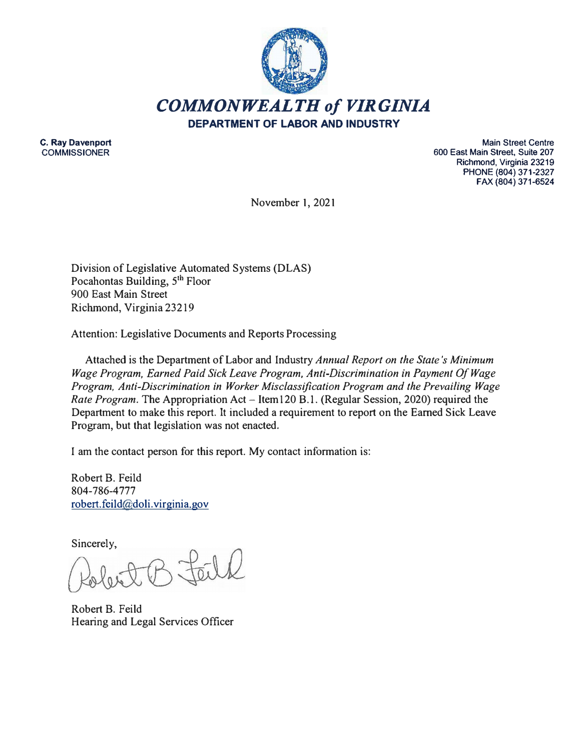# *COMMONWEALTH of VIRGINIA*

**DEPARTMENT OF LABOR AND INDUSTRY**

**C. Ray Davenport**
COMMISSIONER

Main Street Centre
600 East Main Street, Suite 207
Richmond, Virginia 23219
PHONE (804) 371-2327
FAX (804) 371-6524

November 1, 2021

Division of Legislative Automated Systems (DLAS)
Pocahontas Building, 5th Floor
900 East Main Street
Richmond, Virginia 23219

Attention: Legislative Documents and Reports Processing

Attached is the Department of Labor and Industry *Annual Report on the State's Minimum Wage Program, Earned Paid Sick Leave Program, Anti-Discrimination in Payment Of Wage Program, Anti-Discrimination in Worker Misclassification Program and the Prevailing Wage Rate Program*. The Appropriation Act – Item120 B.1. (Regular Session, 2020) required the Department to make this report. It included a requirement to report on the Earned Sick Leave Program, but that legislation was not enacted.

I am the contact person for this report. My contact information is:

Robert B. Feild
804-786-4777
robert.feild@doli.virginia.gov

Sincerely,

Robert B. Feild
Hearing and Legal Services Officer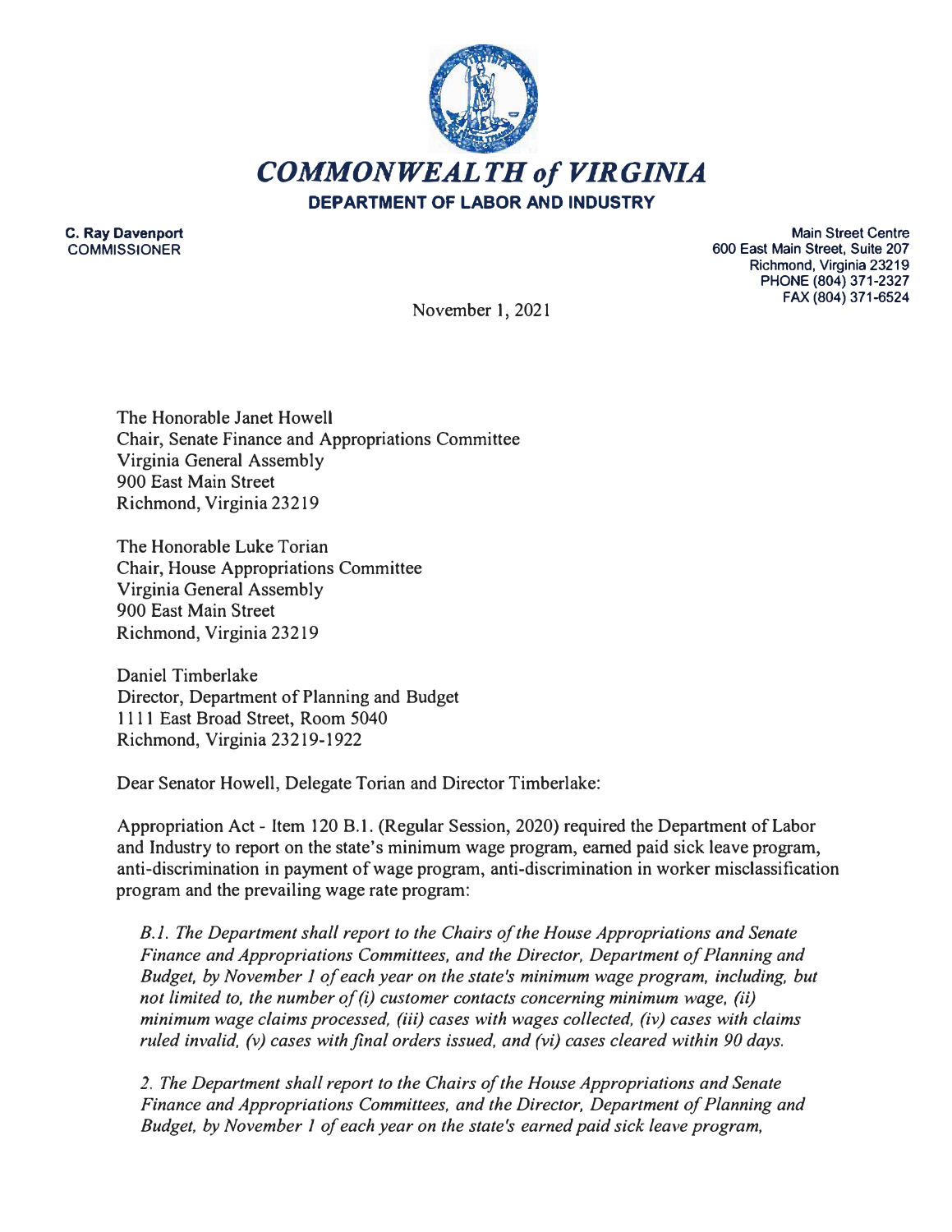# *COMMONWEALTH of VIRGINIA*

**DEPARTMENT OF LABOR AND INDUSTRY**

**C. Ray Davenport**
COMMISSIONER

Main Street Centre
600 East Main Street, Suite 207
Richmond, Virginia 23219
PHONE (804) 371-2327
FAX (804) 371-6524

November 1, 2021

The Honorable Janet Howell
Chair, Senate Finance and Appropriations Committee
Virginia General Assembly
900 East Main Street
Richmond, Virginia 23219

The Honorable Luke Torian
Chair, House Appropriations Committee
Virginia General Assembly
900 East Main Street
Richmond, Virginia 23219

Daniel Timberlake
Director, Department of Planning and Budget
1111 East Broad Street, Room 5040
Richmond, Virginia 23219-1922

Dear Senator Howell, Delegate Torian and Director Timberlake:

Appropriation Act - Item 120 B.1. (Regular Session, 2020) required the Department of Labor and Industry to report on the state's minimum wage program, earned paid sick leave program, anti-discrimination in payment of wage program, anti-discrimination in worker misclassification program and the prevailing wage rate program:

*B.1. The Department shall report to the Chairs of the House Appropriations and Senate Finance and Appropriations Committees, and the Director, Department of Planning and Budget, by November 1 of each year on the state's minimum wage program, including, but not limited to, the number of (i) customer contacts concerning minimum wage, (ii) minimum wage claims processed, (iii) cases with wages collected, (iv) cases with claims ruled invalid, (v) cases with final orders issued, and (vi) cases cleared within 90 days.*

*2. The Department shall report to the Chairs of the House Appropriations and Senate Finance and Appropriations Committees, and the Director, Department of Planning and Budget, by November 1 of each year on the state's earned paid sick leave program,*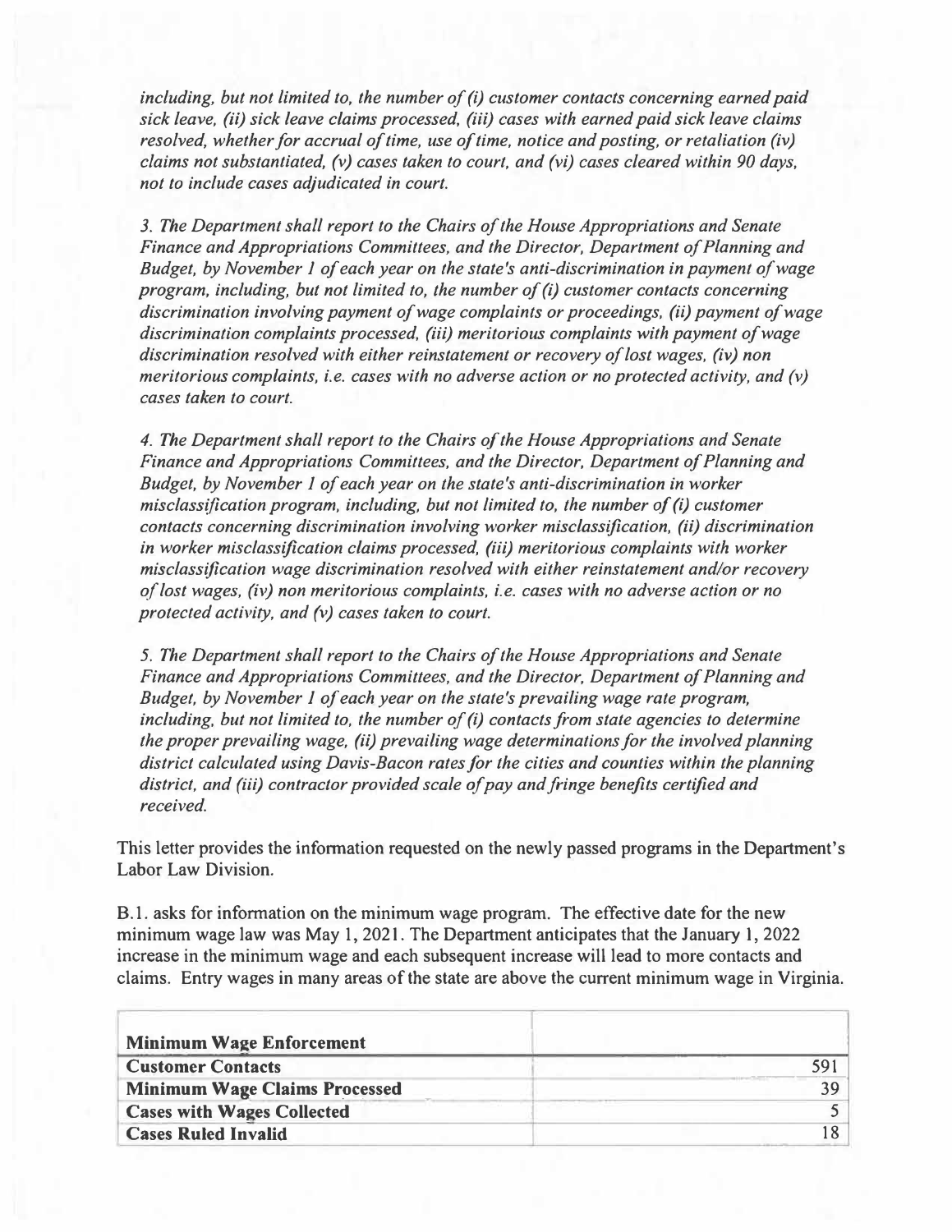*including, but not limited to, the number of (i) customer contacts concerning earned paid sick leave, (ii) sick leave claims processed, (iii) cases with earned paid sick leave claims resolved, whether for accrual of time, use of time, notice and posting, or retaliation (iv) claims not substantiated, (v) cases taken to court, and (vi) cases cleared within 90 days, not to include cases adjudicated in court.*

*3. The Department shall report to the Chairs of the House Appropriations and Senate Finance and Appropriations Committees, and the Director, Department of Planning and Budget, by November 1 of each year on the state's anti-discrimination in payment of wage program, including, but not limited to, the number of (i) customer contacts concerning discrimination involving payment of wage complaints or proceedings, (ii) payment of wage discrimination complaints processed, (iii) meritorious complaints with payment of wage discrimination resolved with either reinstatement or recovery of lost wages, (iv) non meritorious complaints, i.e. cases with no adverse action or no protected activity, and (v) cases taken to court.*

*4. The Department shall report to the Chairs of the House Appropriations and Senate Finance and Appropriations Committees, and the Director, Department of Planning and Budget, by November 1 of each year on the state's anti-discrimination in worker misclassification program, including, but not limited to, the number of (i) customer contacts concerning discrimination involving worker misclassification, (ii) discrimination in worker misclassification claims processed, (iii) meritorious complaints with worker misclassification wage discrimination resolved with either reinstatement and/or recovery of lost wages, (iv) non meritorious complaints, i.e. cases with no adverse action or no protected activity, and (v) cases taken to court.*

*5. The Department shall report to the Chairs of the House Appropriations and Senate Finance and Appropriations Committees, and the Director, Department of Planning and Budget, by November 1 of each year on the state's prevailing wage rate program, including, but not limited to, the number of (i) contacts from state agencies to determine the proper prevailing wage, (ii) prevailing wage determinations for the involved planning district calculated using Davis-Bacon rates for the cities and counties within the planning district, and (iii) contractor provided scale of pay and fringe benefits certified and received.*

This letter provides the information requested on the newly passed programs in the Department's Labor Law Division.

B.1. asks for information on the minimum wage program. The effective date for the new minimum wage law was May 1, 2021. The Department anticipates that the January 1, 2022 increase in the minimum wage and each subsequent increase will lead to more contacts and claims. Entry wages in many areas of the state are above the current minimum wage in Virginia.

| **Minimum Wage Enforcement** | |
|---|---|
| **Customer Contacts** | 591 |
| **Minimum Wage Claims Processed** | 39 |
| **Cases with Wages Collected** | 5 |
| **Cases Ruled Invalid** | 18 |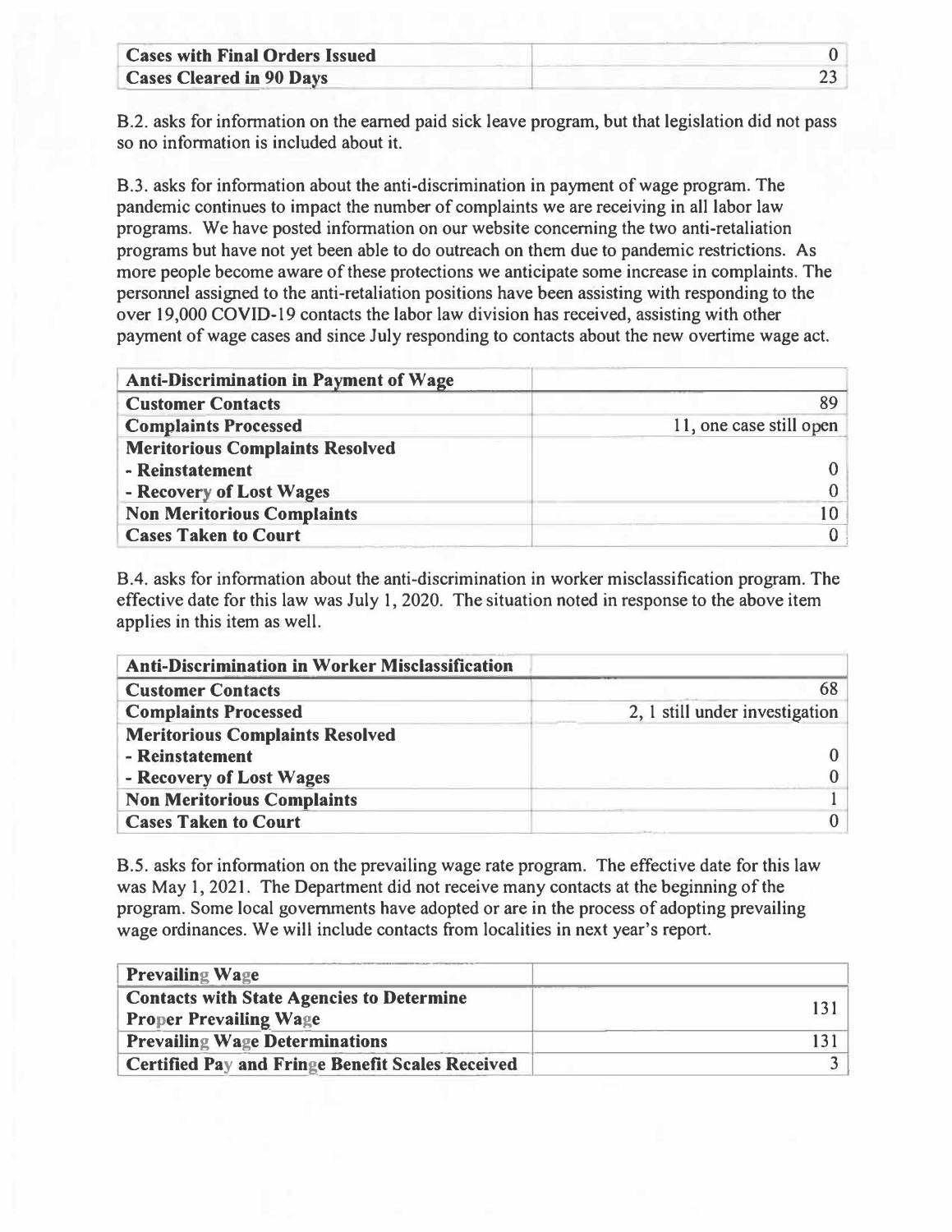| Cases with Final Orders Issued | 0 |
|---|---|
| Cases Cleared in 90 Days | 23 |

B.2. asks for information on the earned paid sick leave program, but that legislation did not pass so no information is included about it.

B.3. asks for information about the anti-discrimination in payment of wage program. The pandemic continues to impact the number of complaints we are receiving in all labor law programs. We have posted information on our website concerning the two anti-retaliation programs but have not yet been able to do outreach on them due to pandemic restrictions. As more people become aware of these protections we anticipate some increase in complaints. The personnel assigned to the anti-retaliation positions have been assisting with responding to the over 19,000 COVID-19 contacts the labor law division has received, assisting with other payment of wage cases and since July responding to contacts about the new overtime wage act.

| Anti-Discrimination in Payment of Wage | |
|---|---|
| Customer Contacts | 89 |
| Complaints Processed | 11, one case still open |
| Meritorious Complaints Resolved | |
| - Reinstatement | 0 |
| - Recovery of Lost Wages | 0 |
| Non Meritorious Complaints | 10 |
| Cases Taken to Court | 0 |

B.4. asks for information about the anti-discrimination in worker misclassification program. The effective date for this law was July 1, 2020. The situation noted in response to the above item applies in this item as well.

| Anti-Discrimination in Worker Misclassification | |
|---|---|
| Customer Contacts | 68 |
| Complaints Processed | 2, 1 still under investigation |
| Meritorious Complaints Resolved | |
| - Reinstatement | 0 |
| - Recovery of Lost Wages | 0 |
| Non Meritorious Complaints | 1 |
| Cases Taken to Court | 0 |

B.5. asks for information on the prevailing wage rate program. The effective date for this law was May 1, 2021. The Department did not receive many contacts at the beginning of the program. Some local governments have adopted or are in the process of adopting prevailing wage ordinances. We will include contacts from localities in next year's report.

| Prevailing Wage | |
|---|---|
| Contacts with State Agencies to Determine Proper Prevailing Wage | 131 |
| Prevailing Wage Determinations | 131 |
| Certified Pay and Fringe Benefit Scales Received | 3 |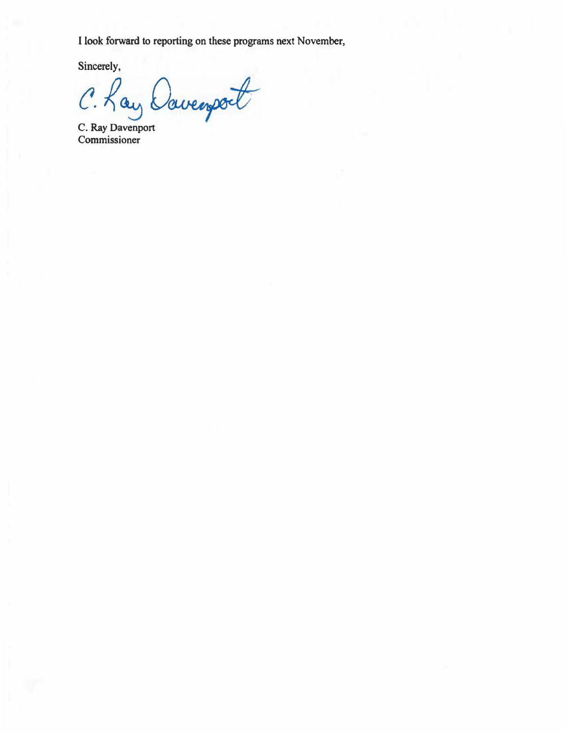I look forward to reporting on these programs next November,

Sincerely,

C. Ray Davenport

C. Ray Davenport
Commissioner